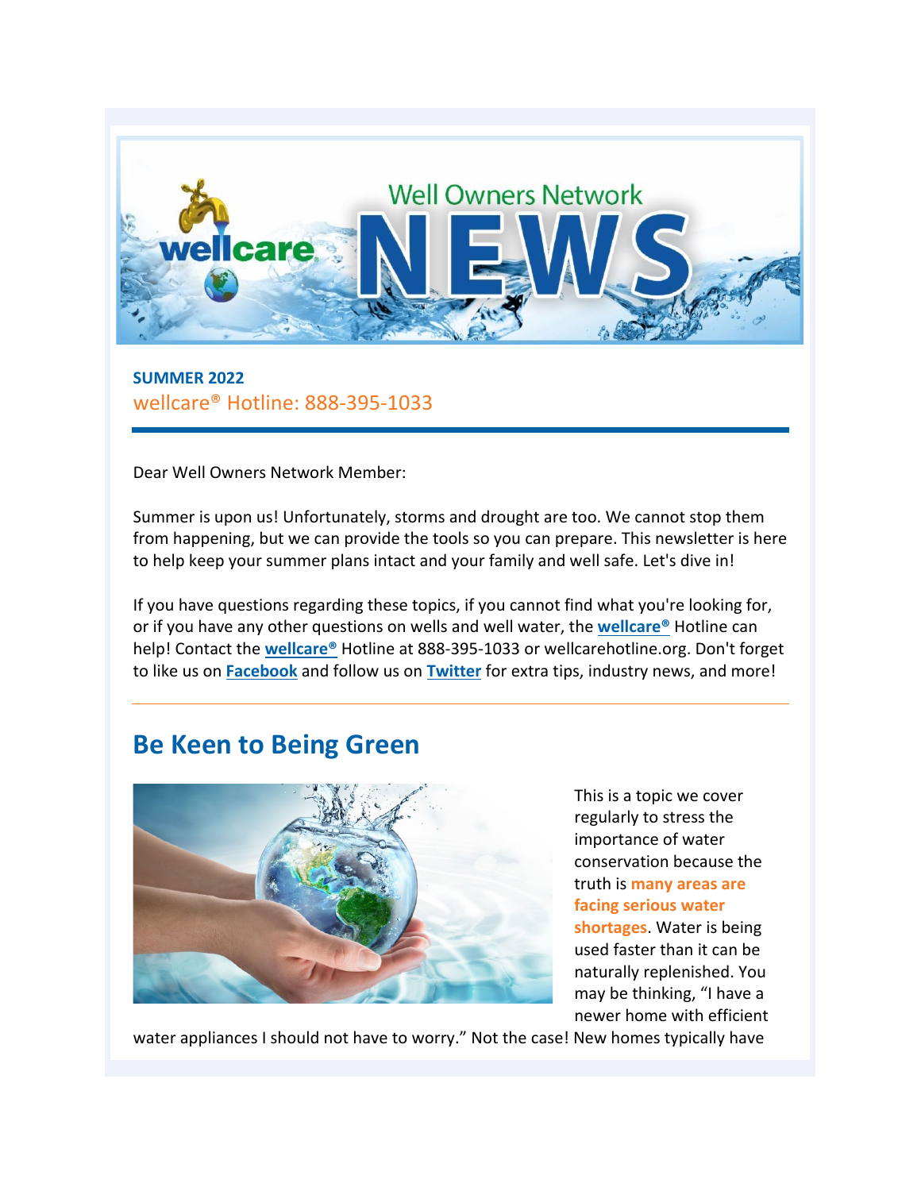# Well Owners Network NEWS

**SUMMER 2022**

wellcare® Hotline: 888-395-1033

Dear Well Owners Network Member:

Summer is upon us! Unfortunately, storms and drought are too. We cannot stop them from happening, but we can provide the tools so you can prepare. This newsletter is here to help keep your summer plans intact and your family and well safe. Let's dive in!

If you have questions regarding these topics, if you cannot find what you're looking for, or if you have any other questions on wells and well water, the **wellcare®** Hotline can help! Contact the **wellcare®** Hotline at 888-395-1033 or wellcarehotline.org. Don't forget to like us on **Facebook** and follow us on **Twitter** for extra tips, industry news, and more!

## Be Keen to Being Green

This is a topic we cover regularly to stress the importance of water conservation because the truth is **many areas are facing serious water shortages**. Water is being used faster than it can be naturally replenished. You may be thinking, "I have a newer home with efficient water appliances I should not have to worry." Not the case! New homes typically have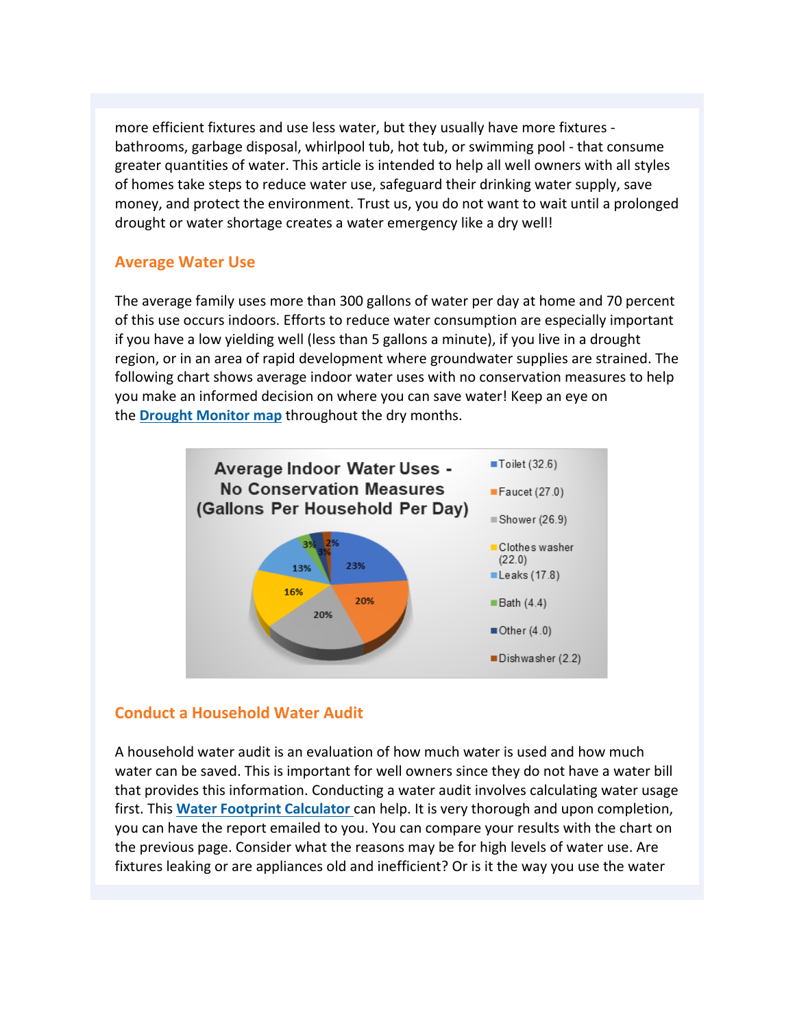more efficient fixtures and use less water, but they usually have more fixtures - bathrooms, garbage disposal, whirlpool tub, hot tub, or swimming pool - that consume greater quantities of water. This article is intended to help all well owners with all styles of homes take steps to reduce water use, safeguard their drinking water supply, save money, and protect the environment. Trust us, you do not want to wait until a prolonged drought or water shortage creates a water emergency like a dry well!

## Average Water Use

The average family uses more than 300 gallons of water per day at home and 70 percent of this use occurs indoors. Efforts to reduce water consumption are especially important if you have a low yielding well (less than 5 gallons a minute), if you live in a drought region, or in an area of rapid development where groundwater supplies are strained. The following chart shows average indoor water uses with no conservation measures to help you make an informed decision on where you can save water! Keep an eye on the **Drought Monitor map** throughout the dry months.

**Average Indoor Water Uses - No Conservation Measures (Gallons Per Household Per Day)**

| Use | Gallons | Percent |
|---|---|---|
| Toilet | 32.6 | 23% |
| Faucet | 27.0 | 20% |
| Shower | 26.9 | 20% |
| Clothes washer | 22.0 | 16% |
| Leaks | 17.8 | 13% |
| Bath | 4.4 | 3% |
| Other | 4.0 | 3% |
| Dishwasher | 2.2 | 2% |

## Conduct a Household Water Audit

A household water audit is an evaluation of how much water is used and how much water can be saved. This is important for well owners since they do not have a water bill that provides this information. Conducting a water audit involves calculating water usage first. This **Water Footprint Calculator** can help. It is very thorough and upon completion, you can have the report emailed to you. You can compare your results with the chart on the previous page. Consider what the reasons may be for high levels of water use. Are fixtures leaking or are appliances old and inefficient? Or is it the way you use the water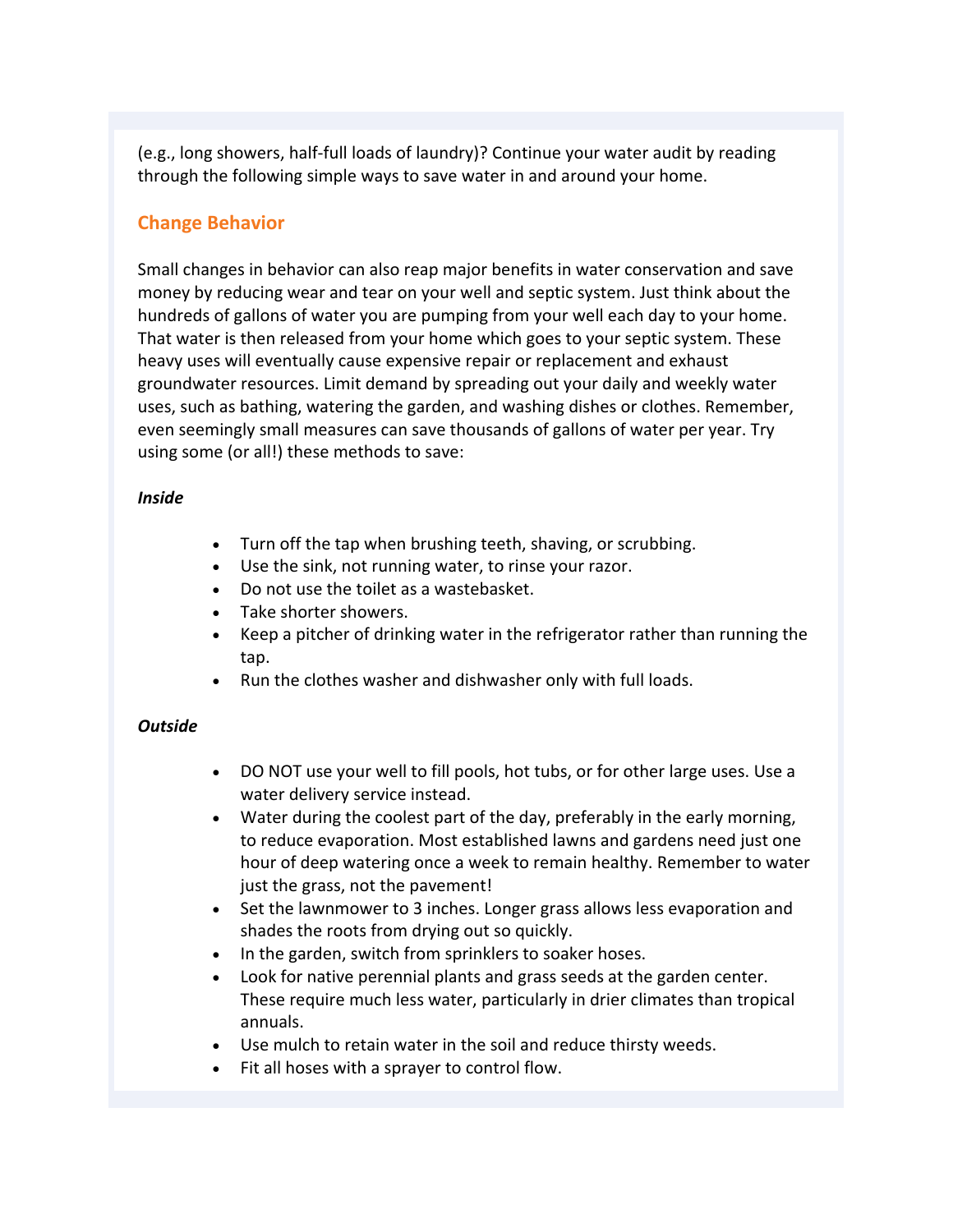(e.g., long showers, half-full loads of laundry)? Continue your water audit by reading through the following simple ways to save water in and around your home.

## Change Behavior

Small changes in behavior can also reap major benefits in water conservation and save money by reducing wear and tear on your well and septic system. Just think about the hundreds of gallons of water you are pumping from your well each day to your home. That water is then released from your home which goes to your septic system. These heavy uses will eventually cause expensive repair or replacement and exhaust groundwater resources. Limit demand by spreading out your daily and weekly water uses, such as bathing, watering the garden, and washing dishes or clothes. Remember, even seemingly small measures can save thousands of gallons of water per year. Try using some (or all!) these methods to save:

***Inside***

- Turn off the tap when brushing teeth, shaving, or scrubbing.
- Use the sink, not running water, to rinse your razor.
- Do not use the toilet as a wastebasket.
- Take shorter showers.
- Keep a pitcher of drinking water in the refrigerator rather than running the tap.
- Run the clothes washer and dishwasher only with full loads.

***Outside***

- DO NOT use your well to fill pools, hot tubs, or for other large uses. Use a water delivery service instead.
- Water during the coolest part of the day, preferably in the early morning, to reduce evaporation. Most established lawns and gardens need just one hour of deep watering once a week to remain healthy. Remember to water just the grass, not the pavement!
- Set the lawnmower to 3 inches. Longer grass allows less evaporation and shades the roots from drying out so quickly.
- In the garden, switch from sprinklers to soaker hoses.
- Look for native perennial plants and grass seeds at the garden center. These require much less water, particularly in drier climates than tropical annuals.
- Use mulch to retain water in the soil and reduce thirsty weeds.
- Fit all hoses with a sprayer to control flow.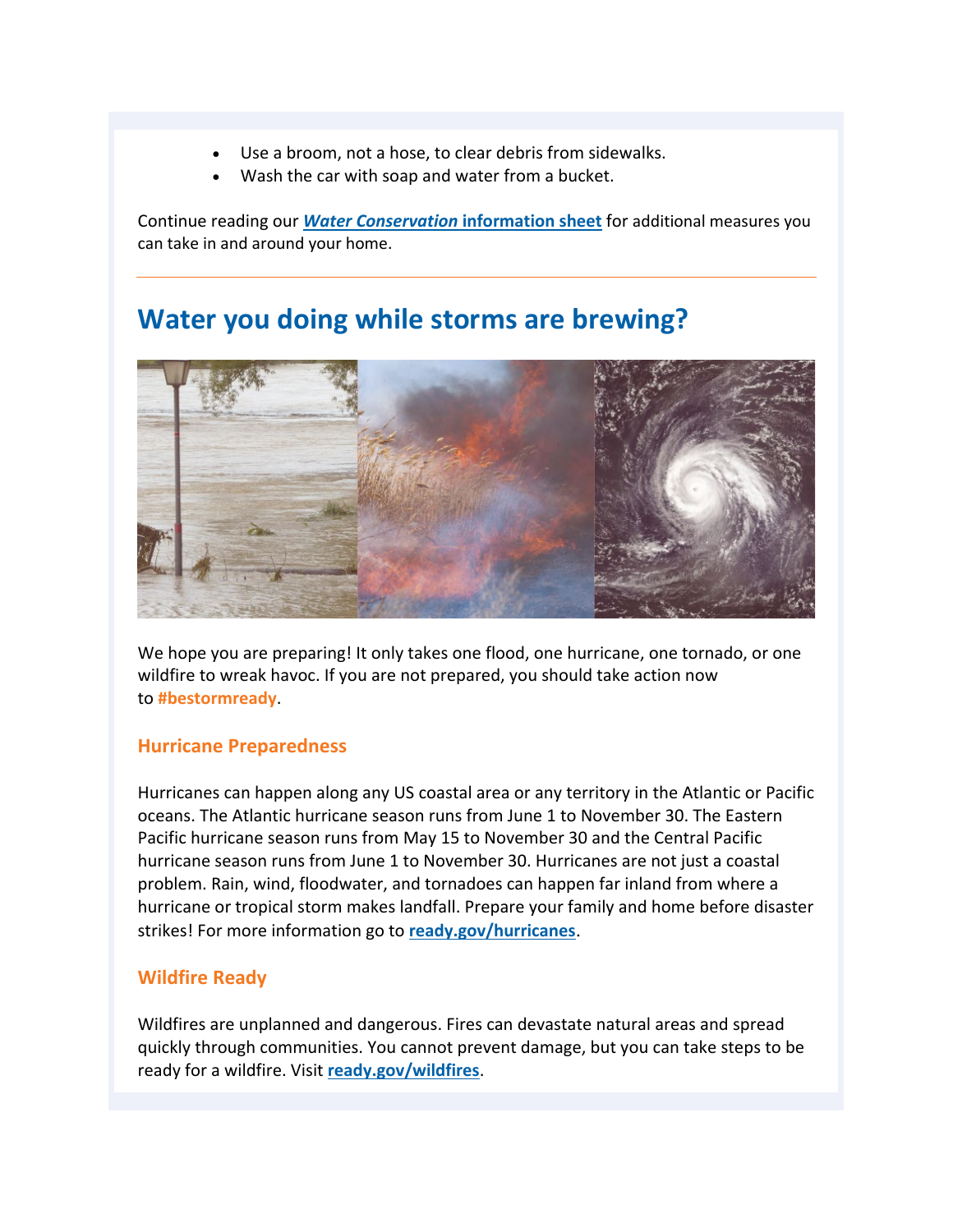- Use a broom, not a hose, to clear debris from sidewalks.
- Wash the car with soap and water from a bucket.

Continue reading our ***Water Conservation* information sheet** for additional measures you can take in and around your home.

---

## Water you doing while storms are brewing?

We hope you are preparing! It only takes one flood, one hurricane, one tornado, or one wildfire to wreak havoc. If you are not prepared, you should take action now to **#bestormready**.

### Hurricane Preparedness

Hurricanes can happen along any US coastal area or any territory in the Atlantic or Pacific oceans. The Atlantic hurricane season runs from June 1 to November 30. The Eastern Pacific hurricane season runs from May 15 to November 30 and the Central Pacific hurricane season runs from June 1 to November 30. Hurricanes are not just a coastal problem. Rain, wind, floodwater, and tornadoes can happen far inland from where a hurricane or tropical storm makes landfall. Prepare your family and home before disaster strikes! For more information go to **ready.gov/hurricanes**.

### Wildfire Ready

Wildfires are unplanned and dangerous. Fires can devastate natural areas and spread quickly through communities. You cannot prevent damage, but you can take steps to be ready for a wildfire. Visit **ready.gov/wildfires**.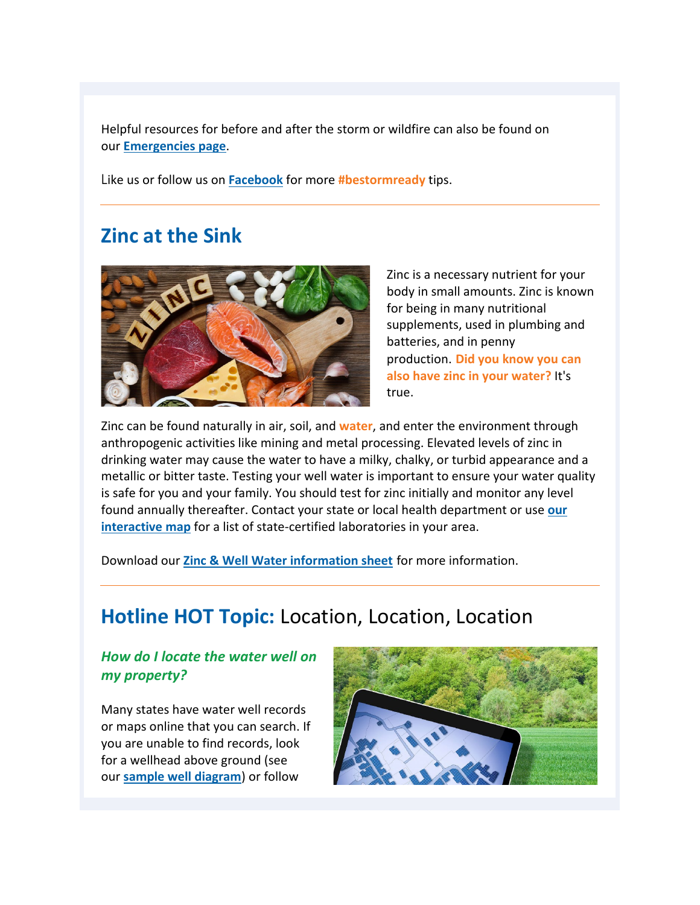Helpful resources for before and after the storm or wildfire can also be found on our **Emergencies page**.

Like us or follow us on **Facebook** for more **#bestormready** tips.

---

## Zinc at the Sink

Zinc is a necessary nutrient for your body in small amounts. Zinc is known for being in many nutritional supplements, used in plumbing and batteries, and in penny production. **Did you know you can also have zinc in your water?** It's true.

Zinc can be found naturally in air, soil, and **water**, and enter the environment through anthropogenic activities like mining and metal processing. Elevated levels of zinc in drinking water may cause the water to have a milky, chalky, or turbid appearance and a metallic or bitter taste. Testing your well water is important to ensure your water quality is safe for you and your family. You should test for zinc initially and monitor any level found annually thereafter. Contact your state or local health department or use **our interactive map** for a list of state-certified laboratories in your area.

Download our **Zinc & Well Water information sheet** for more information.

---

## Hotline HOT Topic: Location, Location, Location

### *How do I locate the water well on my property?*

Many states have water well records or maps online that you can search. If you are unable to find records, look for a wellhead above ground (see our **sample well diagram**) or follow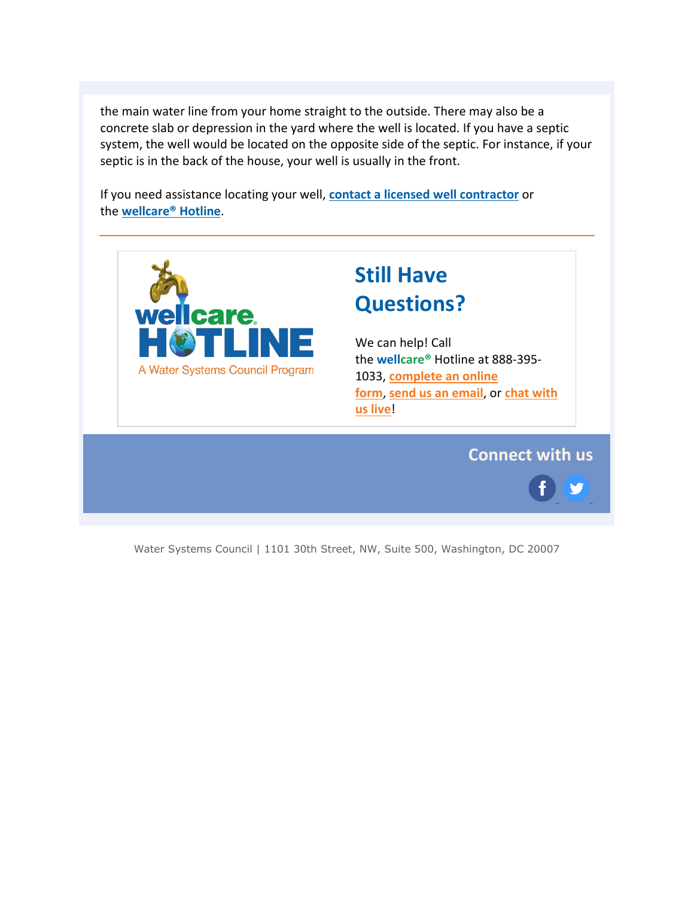the main water line from your home straight to the outside. There may also be a concrete slab or depression in the yard where the well is located. If you have a septic system, the well would be located on the opposite side of the septic. For instance, if your septic is in the back of the house, your well is usually in the front.

If you need assistance locating your well, **contact a licensed well contractor** or the **wellcare® Hotline**.

---

wellcare® HOTLINE

A Water Systems Council Program

## Still Have Questions?

We can help! Call the **wellcare®** Hotline at 888-395-1033, **complete an online form**, **send us an email**, or **chat with us live**!

**Connect with us**

Water Systems Council | 1101 30th Street, NW, Suite 500, Washington, DC 20007